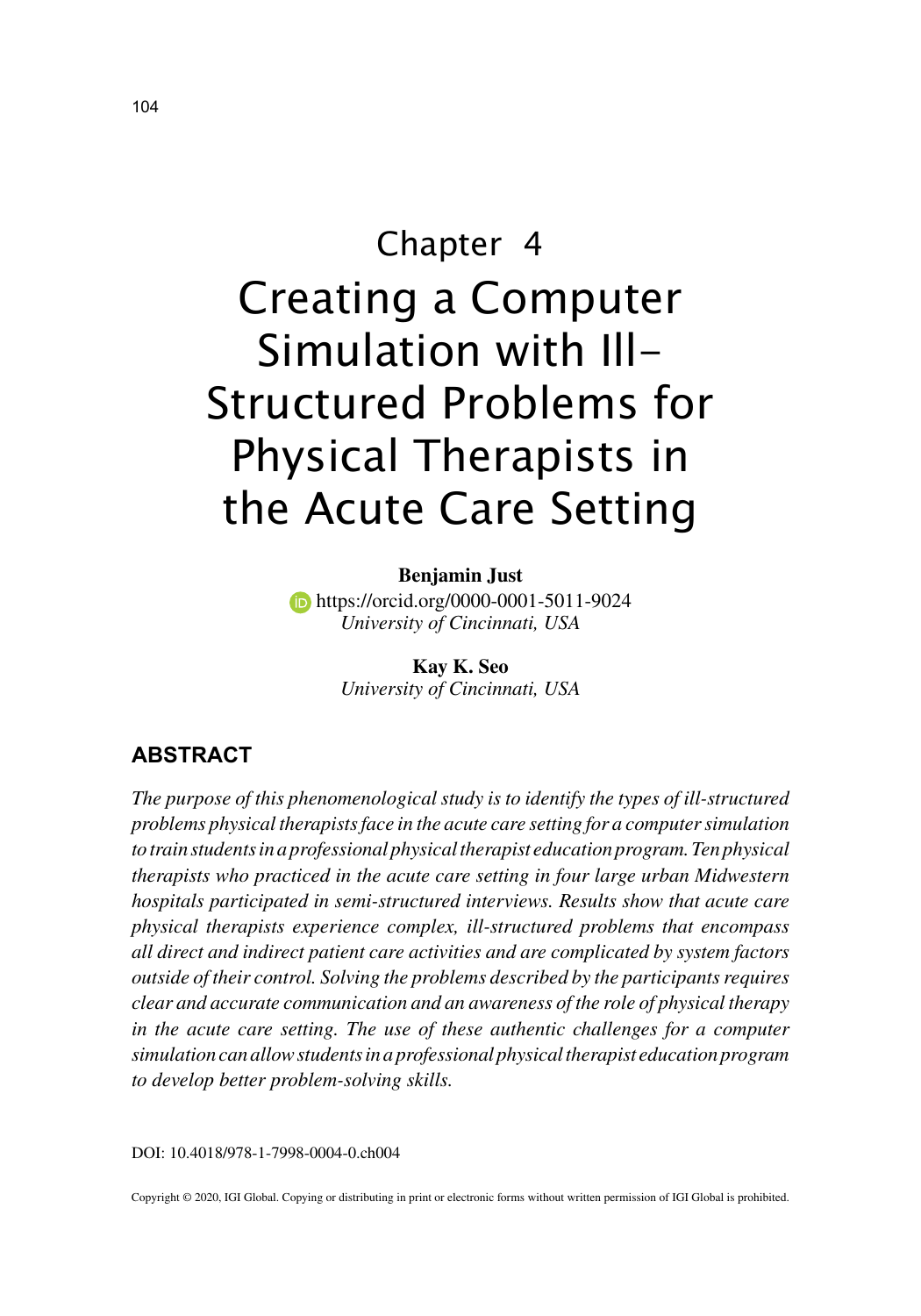# Chapter 4

# Creating a Computer Simulation with Ill-Structured Problems for Physical Therapists in the Acute Care Setting

**Benjamin Just**
https://orcid.org/0000-0001-5011-9024
*University of Cincinnati, USA*

**Kay K. Seo**
*University of Cincinnati, USA*

## ABSTRACT

*The purpose of this phenomenological study is to identify the types of ill-structured problems physical therapists face in the acute care setting for a computer simulation to train students in a professional physical therapist education program. Ten physical therapists who practiced in the acute care setting in four large urban Midwestern hospitals participated in semi-structured interviews. Results show that acute care physical therapists experience complex, ill-structured problems that encompass all direct and indirect patient care activities and are complicated by system factors outside of their control. Solving the problems described by the participants requires clear and accurate communication and an awareness of the role of physical therapy in the acute care setting. The use of these authentic challenges for a computer simulation can allow students in a professional physical therapist education program to develop better problem-solving skills.*

DOI: 10.4018/978-1-7998-0004-0.ch004

Copyright © 2020, IGI Global. Copying or distributing in print or electronic forms without written permission of IGI Global is prohibited.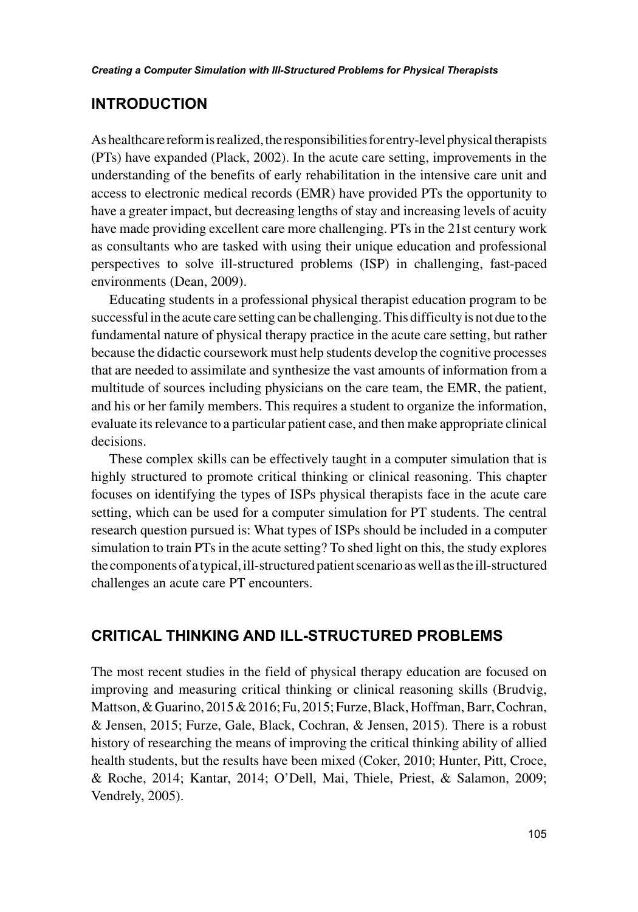## INTRODUCTION

As healthcare reform is realized, the responsibilities for entry-level physical therapists (PTs) have expanded (Plack, 2002). In the acute care setting, improvements in the understanding of the benefits of early rehabilitation in the intensive care unit and access to electronic medical records (EMR) have provided PTs the opportunity to have a greater impact, but decreasing lengths of stay and increasing levels of acuity have made providing excellent care more challenging. PTs in the 21st century work as consultants who are tasked with using their unique education and professional perspectives to solve ill-structured problems (ISP) in challenging, fast-paced environments (Dean, 2009).

Educating students in a professional physical therapist education program to be successful in the acute care setting can be challenging. This difficulty is not due to the fundamental nature of physical therapy practice in the acute care setting, but rather because the didactic coursework must help students develop the cognitive processes that are needed to assimilate and synthesize the vast amounts of information from a multitude of sources including physicians on the care team, the EMR, the patient, and his or her family members. This requires a student to organize the information, evaluate its relevance to a particular patient case, and then make appropriate clinical decisions.

These complex skills can be effectively taught in a computer simulation that is highly structured to promote critical thinking or clinical reasoning. This chapter focuses on identifying the types of ISPs physical therapists face in the acute care setting, which can be used for a computer simulation for PT students. The central research question pursued is: What types of ISPs should be included in a computer simulation to train PTs in the acute setting? To shed light on this, the study explores the components of a typical, ill-structured patient scenario as well as the ill-structured challenges an acute care PT encounters.

## CRITICAL THINKING AND ILL-STRUCTURED PROBLEMS

The most recent studies in the field of physical therapy education are focused on improving and measuring critical thinking or clinical reasoning skills (Brudvig, Mattson, & Guarino, 2015 & 2016; Fu, 2015; Furze, Black, Hoffman, Barr, Cochran, & Jensen, 2015; Furze, Gale, Black, Cochran, & Jensen, 2015). There is a robust history of researching the means of improving the critical thinking ability of allied health students, but the results have been mixed (Coker, 2010; Hunter, Pitt, Croce, & Roche, 2014; Kantar, 2014; O'Dell, Mai, Thiele, Priest, & Salamon, 2009; Vendrely, 2005).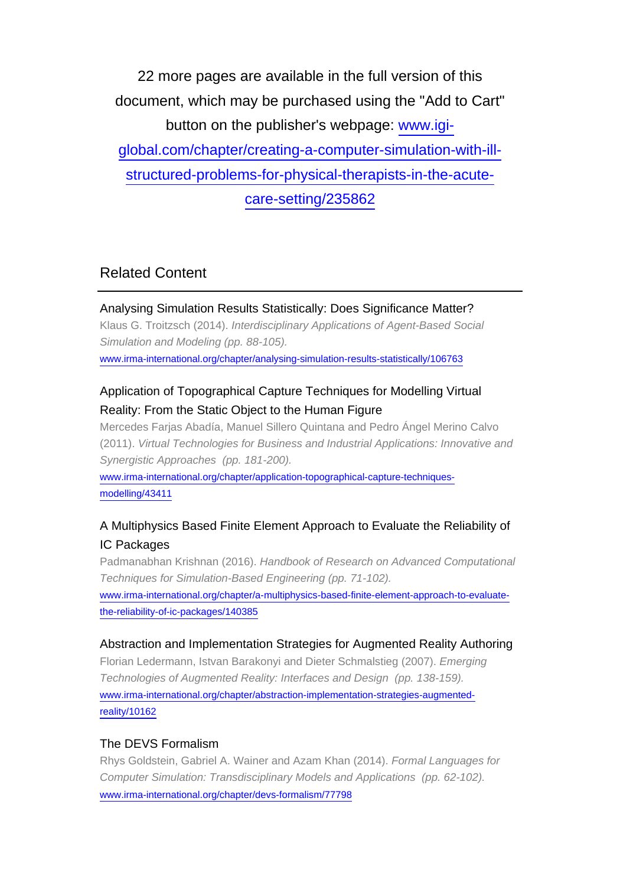22 more pages are available in the full version of this document, which may be purchased using the "Add to Cart" button on the publisher's webpage: [www.igi-global.com/chapter/creating-a-computer-simulation-with-ill-structured-problems-for-physical-therapists-in-the-acute-care-setting/235862](www.igi-global.com/chapter/creating-a-computer-simulation-with-ill-structured-problems-for-physical-therapists-in-the-acute-care-setting/235862)

## Related Content

**Analysing Simulation Results Statistically: Does Significance Matter?**
Klaus G. Troitzsch (2014). *Interdisciplinary Applications of Agent-Based Social Simulation and Modeling (pp. 88-105).*
[www.irma-international.org/chapter/analysing-simulation-results-statistically/106763](www.irma-international.org/chapter/analysing-simulation-results-statistically/106763)

**Application of Topographical Capture Techniques for Modelling Virtual Reality: From the Static Object to the Human Figure**
Mercedes Farjas Abadía, Manuel Sillero Quintana and Pedro Ángel Merino Calvo (2011). *Virtual Technologies for Business and Industrial Applications: Innovative and Synergistic Approaches (pp. 181-200).*
[www.irma-international.org/chapter/application-topographical-capture-techniques-modelling/43411](www.irma-international.org/chapter/application-topographical-capture-techniques-modelling/43411)

**A Multiphysics Based Finite Element Approach to Evaluate the Reliability of IC Packages**
Padmanabhan Krishnan (2016). *Handbook of Research on Advanced Computational Techniques for Simulation-Based Engineering (pp. 71-102).*
[www.irma-international.org/chapter/a-multiphysics-based-finite-element-approach-to-evaluate-the-reliability-of-ic-packages/140385](www.irma-international.org/chapter/a-multiphysics-based-finite-element-approach-to-evaluate-the-reliability-of-ic-packages/140385)

**Abstraction and Implementation Strategies for Augmented Reality Authoring**
Florian Ledermann, Istvan Barakonyi and Dieter Schmalstieg (2007). *Emerging Technologies of Augmented Reality: Interfaces and Design (pp. 138-159).*
[www.irma-international.org/chapter/abstraction-implementation-strategies-augmented-reality/10162](www.irma-international.org/chapter/abstraction-implementation-strategies-augmented-reality/10162)

**The DEVS Formalism**
Rhys Goldstein, Gabriel A. Wainer and Azam Khan (2014). *Formal Languages for Computer Simulation: Transdisciplinary Models and Applications (pp. 62-102).*
[www.irma-international.org/chapter/devs-formalism/77798](www.irma-international.org/chapter/devs-formalism/77798)